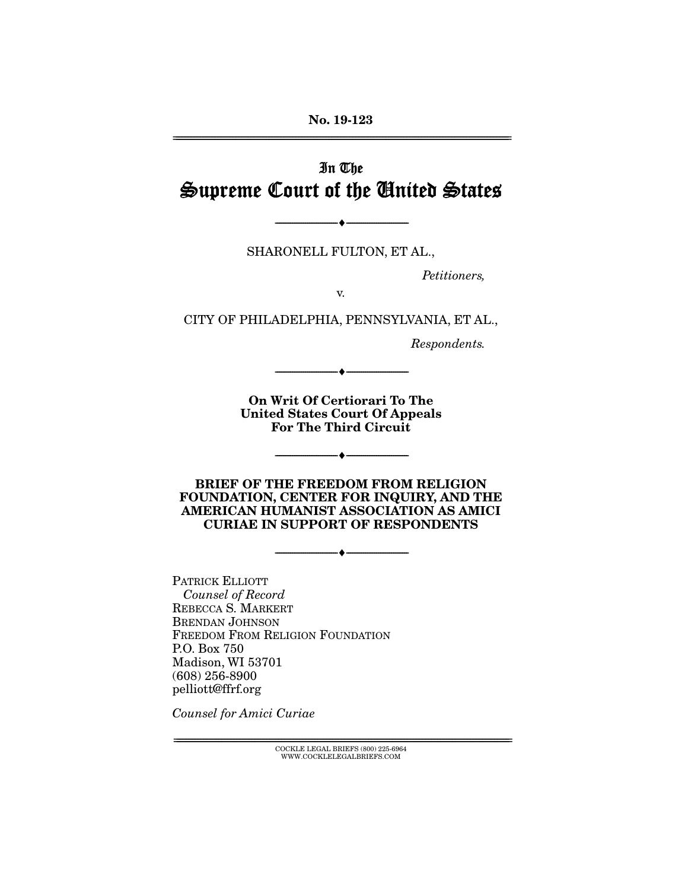No. 19-123

# In The Supreme Court of the United States

---

SHARONELL FULTON, ET AL.,

*Petitioners,*

v.

CITY OF PHILADELPHIA, PENNSYLVANIA, ET AL.,

*Respondents.*

---

**On Writ Of Certiorari To The United States Court Of Appeals For The Third Circuit**

---

**BRIEF OF THE FREEDOM FROM RELIGION FOUNDATION, CENTER FOR INQUIRY, AND THE AMERICAN HUMANIST ASSOCIATION AS AMICI CURIAE IN SUPPORT OF RESPONDENTS**

---

PATRICK ELLIOTT
*Counsel of Record*
REBECCA S. MARKERT
BRENDAN JOHNSON
FREEDOM FROM RELIGION FOUNDATION
P.O. Box 750
Madison, WI 53701
(608) 256-8900
pelliott@ffrf.org

*Counsel for Amici Curiae*

COCKLE LEGAL BRIEFS (800) 225-6964
WWW.COCKLELEGALBRIEFS.COM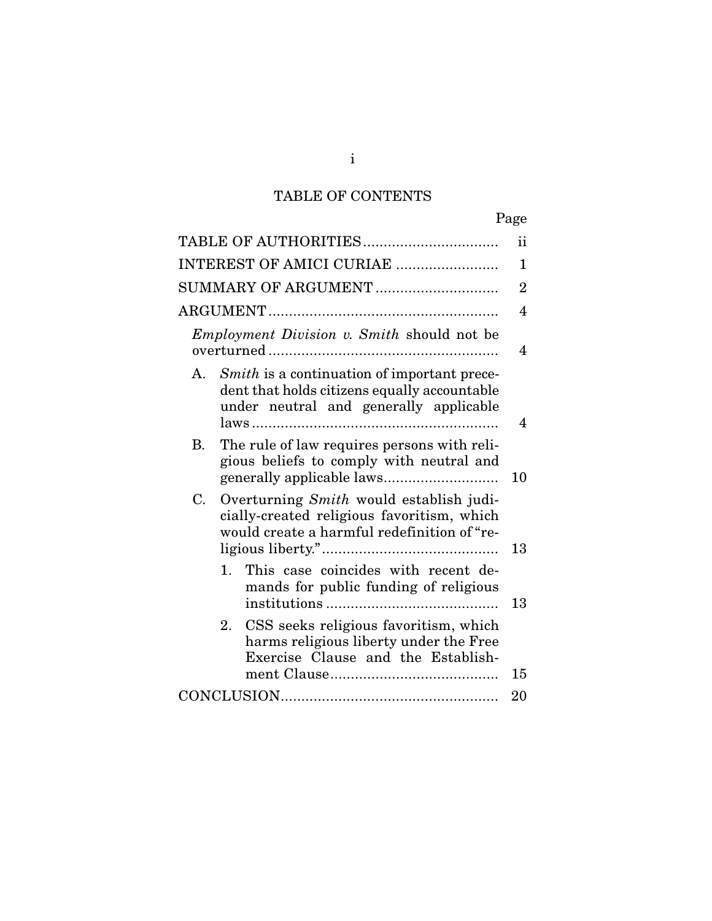## TABLE OF CONTENTS

| | Page |
|---|---|
| TABLE OF AUTHORITIES | ii |
| INTEREST OF AMICI CURIAE | 1 |
| SUMMARY OF ARGUMENT | 2 |
| ARGUMENT | 4 |
| *Employment Division v. Smith* should not be overturned | 4 |
| A. *Smith* is a continuation of important precedent that holds citizens equally accountable under neutral and generally applicable laws | 4 |
| B. The rule of law requires persons with religious beliefs to comply with neutral and generally applicable laws | 10 |
| C. Overturning *Smith* would establish judicially-created religious favoritism, which would create a harmful redefinition of "religious liberty." | 13 |
| 1. This case coincides with recent demands for public funding of religious institutions | 13 |
| 2. CSS seeks religious favoritism, which harms religious liberty under the Free Exercise Clause and the Establishment Clause | 15 |
| CONCLUSION | 20 |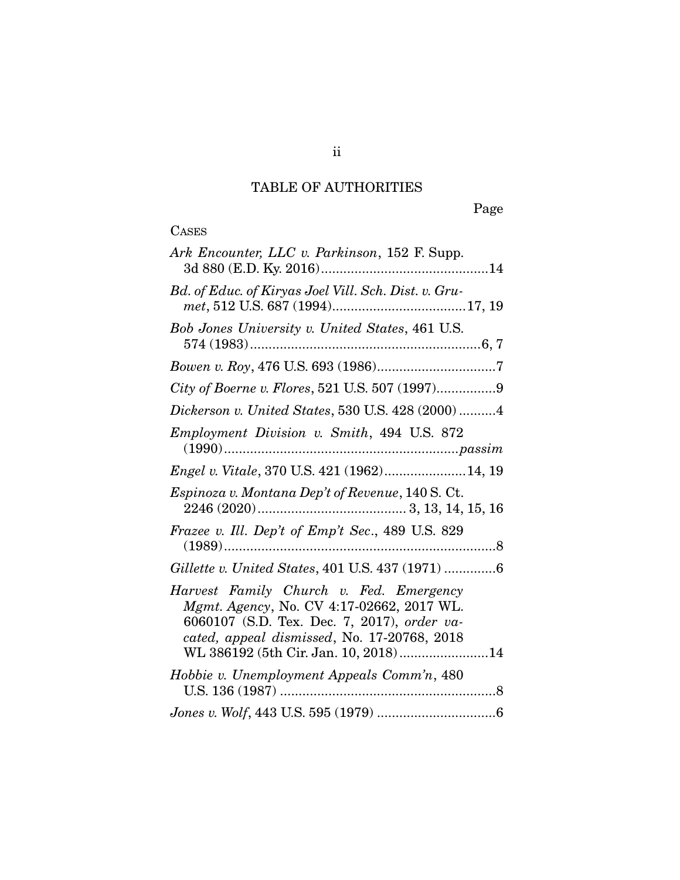## TABLE OF AUTHORITIES

Page

CASES

*Ark Encounter, LLC v. Parkinson*, 152 F. Supp. 3d 880 (E.D. Ky. 2016)....................14

*Bd. of Educ. of Kiryas Joel Vill. Sch. Dist. v. Grumet*, 512 U.S. 687 (1994)....................17, 19

*Bob Jones University v. United States*, 461 U.S. 574 (1983)....................6, 7

*Bowen v. Roy*, 476 U.S. 693 (1986)....................7

*City of Boerne v. Flores*, 521 U.S. 507 (1997)....................9

*Dickerson v. United States*, 530 U.S. 428 (2000)....................4

*Employment Division v. Smith*, 494 U.S. 872 (1990)....................*passim*

*Engel v. Vitale*, 370 U.S. 421 (1962)....................14, 19

*Espinoza v. Montana Dep't of Revenue*, 140 S. Ct. 2246 (2020).................... 3, 13, 14, 15, 16

*Frazee v. Ill. Dep't of Emp't Sec.*, 489 U.S. 829 (1989)....................8

*Gillette v. United States*, 401 U.S. 437 (1971)....................6

*Harvest Family Church v. Fed. Emergency Mgmt. Agency*, No. CV 4:17-02662, 2017 WL. 6060107 (S.D. Tex. Dec. 7, 2017), *order vacated, appeal dismissed*, No. 17-20768, 2018 WL 386192 (5th Cir. Jan. 10, 2018)....................14

*Hobbie v. Unemployment Appeals Comm'n*, 480 U.S. 136 (1987)....................8

*Jones v. Wolf*, 443 U.S. 595 (1979)....................6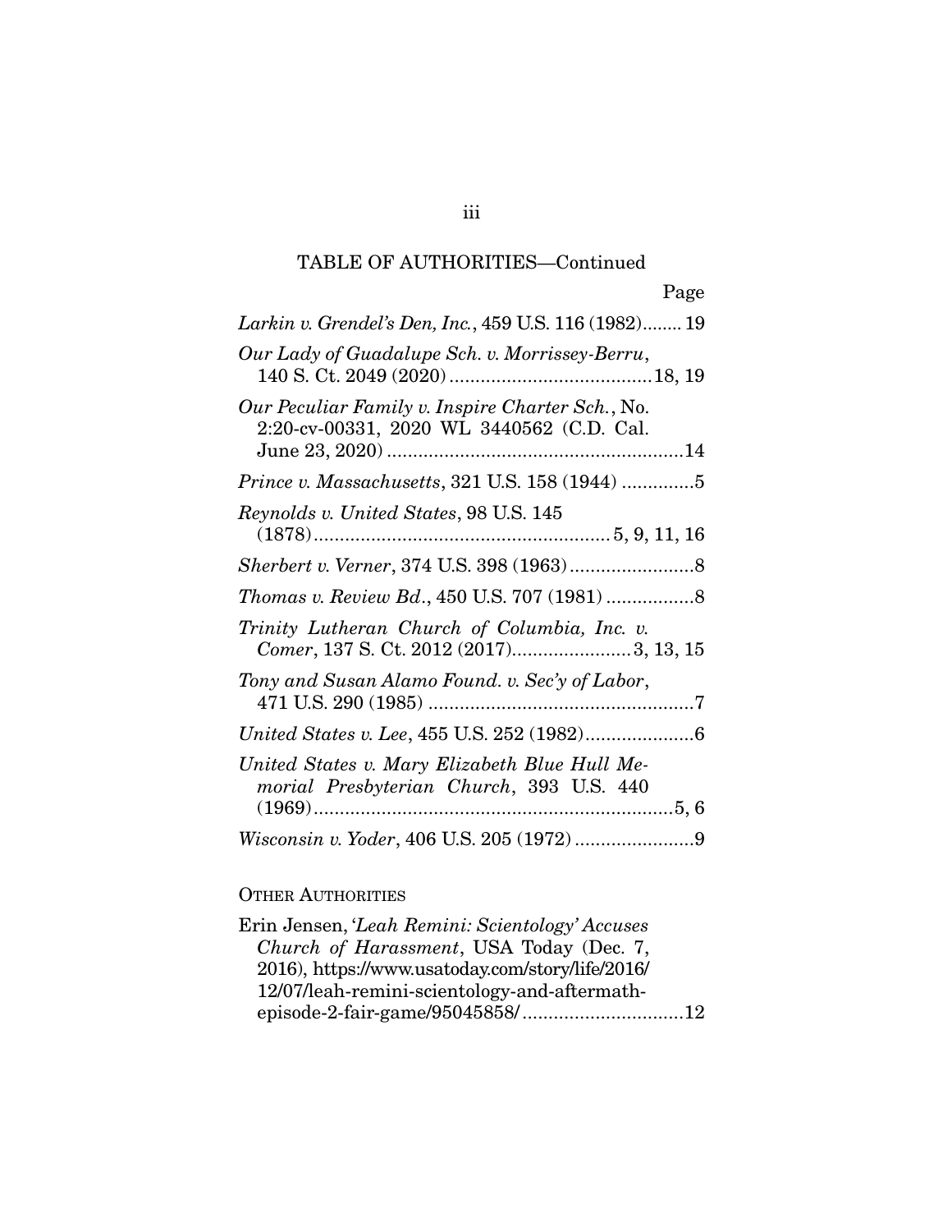TABLE OF AUTHORITIES—Continued

Page

*Larkin v. Grendel's Den, Inc.*, 459 U.S. 116 (1982)........ 19

*Our Lady of Guadalupe Sch. v. Morrissey-Berru*, 140 S. Ct. 2049 (2020).......................................18, 19

*Our Peculiar Family v. Inspire Charter Sch.*, No. 2:20-cv-00331, 2020 WL 3440562 (C.D. Cal. June 23, 2020)..........................................................14

*Prince v. Massachusetts*, 321 U.S. 158 (1944) .............5

*Reynolds v. United States*, 98 U.S. 145 (1878).......................................................... 5, 9, 11, 16

*Sherbert v. Verner*, 374 U.S. 398 (1963)........................8

*Thomas v. Review Bd.*, 450 U.S. 707 (1981) .................8

*Trinity Lutheran Church of Columbia, Inc. v. Comer*, 137 S. Ct. 2012 (2017).......................3, 13, 15

*Tony and Susan Alamo Found. v. Sec'y of Labor*, 471 U.S. 290 (1985) ...................................................7

*United States v. Lee*, 455 U.S. 252 (1982).....................6

*United States v. Mary Elizabeth Blue Hull Memorial Presbyterian Church*, 393 U.S. 440 (1969)......................................................................5, 6

*Wisconsin v. Yoder*, 406 U.S. 205 (1972).......................9

OTHER AUTHORITIES

Erin Jensen, '*Leah Remini: Scientology' Accuses Church of Harassment*, USA Today (Dec. 7, 2016), https://www.usatoday.com/story/life/2016/12/07/leah-remini-scientology-and-aftermath-episode-2-fair-game/95045858/...............................12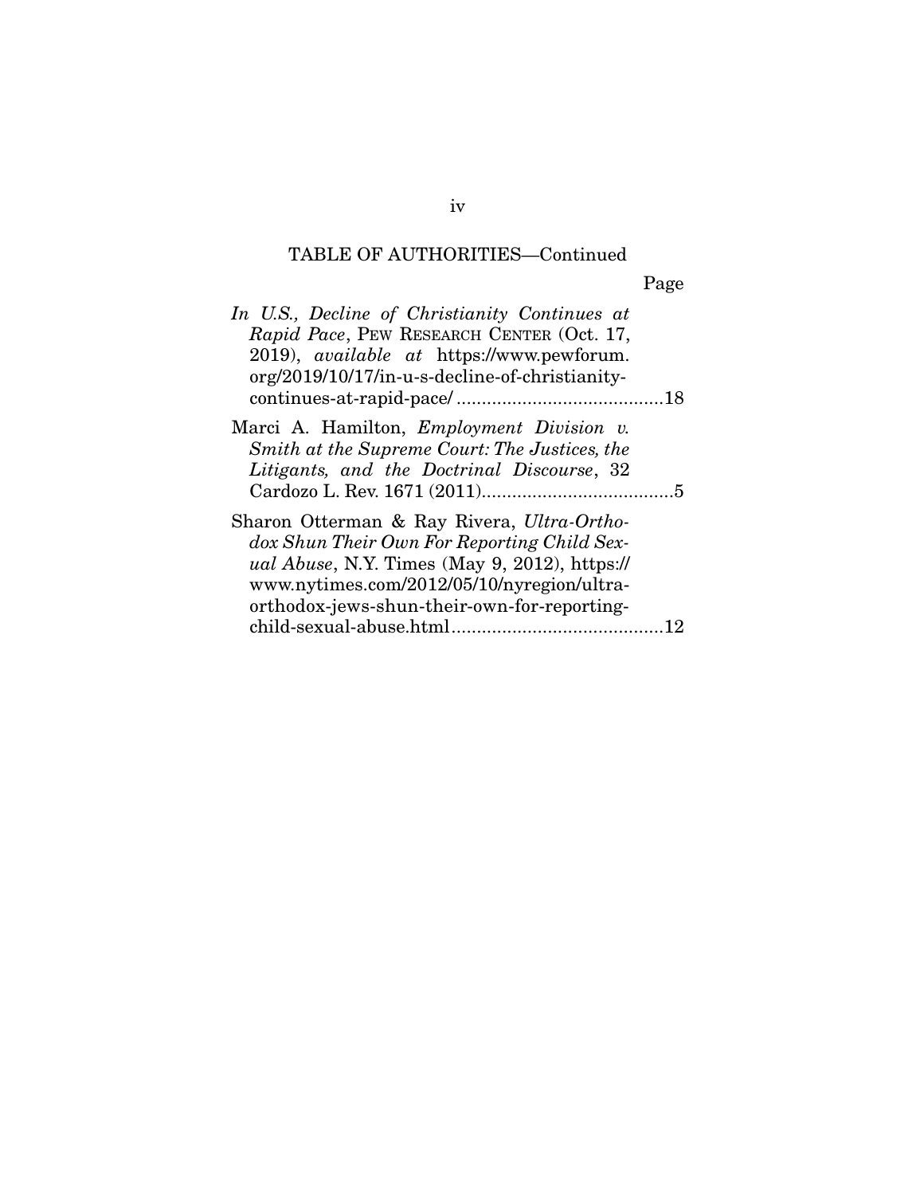TABLE OF AUTHORITIES—Continued

Page

*In U.S., Decline of Christianity Continues at Rapid Pace*, PEW RESEARCH CENTER (Oct. 17, 2019), *available at* https://www.pewforum.org/2019/10/17/in-u-s-decline-of-christianity-continues-at-rapid-pace/ .........................................18

Marci A. Hamilton, *Employment Division v. Smith at the Supreme Court: The Justices, the Litigants, and the Doctrinal Discourse*, 32 Cardozo L. Rev. 1671 (2011).......................................5

Sharon Otterman & Ray Rivera, *Ultra-Orthodox Shun Their Own For Reporting Child Sexual Abuse*, N.Y. Times (May 9, 2012), https://www.nytimes.com/2012/05/10/nyregion/ultra-orthodox-jews-shun-their-own-for-reporting-child-sexual-abuse.html..........................................12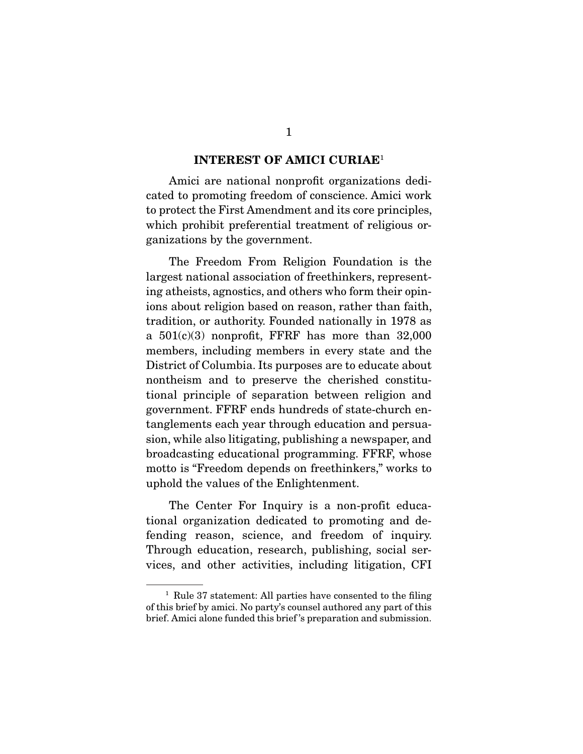## INTEREST OF AMICI CURIAE[1]

Amici are national nonprofit organizations dedicated to promoting freedom of conscience. Amici work to protect the First Amendment and its core principles, which prohibit preferential treatment of religious organizations by the government.

The Freedom From Religion Foundation is the largest national association of freethinkers, representing atheists, agnostics, and others who form their opinions about religion based on reason, rather than faith, tradition, or authority. Founded nationally in 1978 as a 501(c)(3) nonprofit, FFRF has more than 32,000 members, including members in every state and the District of Columbia. Its purposes are to educate about nontheism and to preserve the cherished constitutional principle of separation between religion and government. FFRF ends hundreds of state-church entanglements each year through education and persuasion, while also litigating, publishing a newspaper, and broadcasting educational programming. FFRF, whose motto is "Freedom depends on freethinkers," works to uphold the values of the Enlightenment.

The Center For Inquiry is a non-profit educational organization dedicated to promoting and defending reason, science, and freedom of inquiry. Through education, research, publishing, social services, and other activities, including litigation, CFI

---

[1] Rule 37 statement: All parties have consented to the filing of this brief by amici. No party's counsel authored any part of this brief. Amici alone funded this brief's preparation and submission.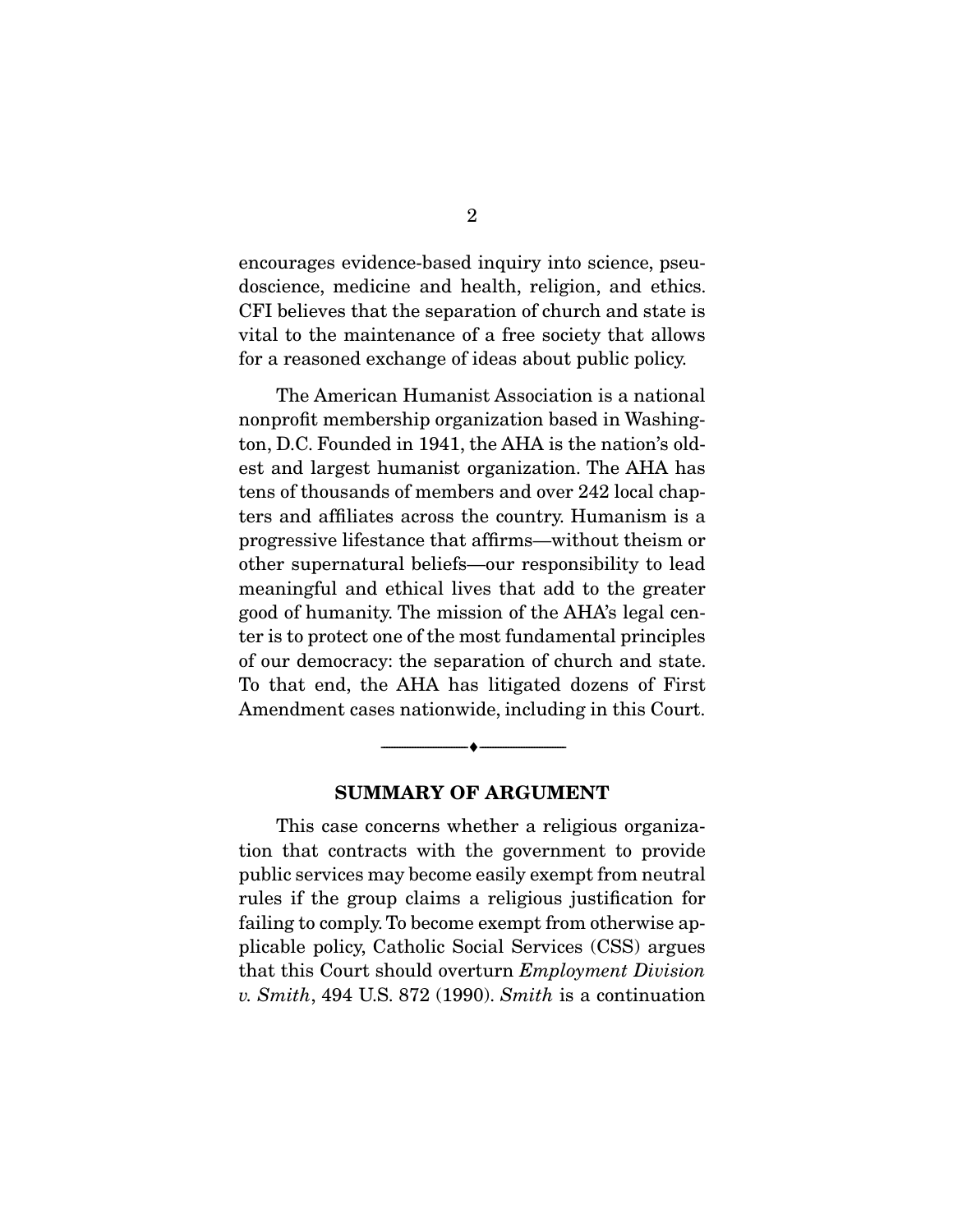encourages evidence-based inquiry into science, pseudoscience, medicine and health, religion, and ethics. CFI believes that the separation of church and state is vital to the maintenance of a free society that allows for a reasoned exchange of ideas about public policy.

The American Humanist Association is a national nonprofit membership organization based in Washington, D.C. Founded in 1941, the AHA is the nation's oldest and largest humanist organization. The AHA has tens of thousands of members and over 242 local chapters and affiliates across the country. Humanism is a progressive lifestance that affirms—without theism or other supernatural beliefs—our responsibility to lead meaningful and ethical lives that add to the greater good of humanity. The mission of the AHA's legal center is to protect one of the most fundamental principles of our democracy: the separation of church and state. To that end, the AHA has litigated dozens of First Amendment cases nationwide, including in this Court.

## SUMMARY OF ARGUMENT

This case concerns whether a religious organization that contracts with the government to provide public services may become easily exempt from neutral rules if the group claims a religious justification for failing to comply. To become exempt from otherwise applicable policy, Catholic Social Services (CSS) argues that this Court should overturn *Employment Division v. Smith*, 494 U.S. 872 (1990). *Smith* is a continuation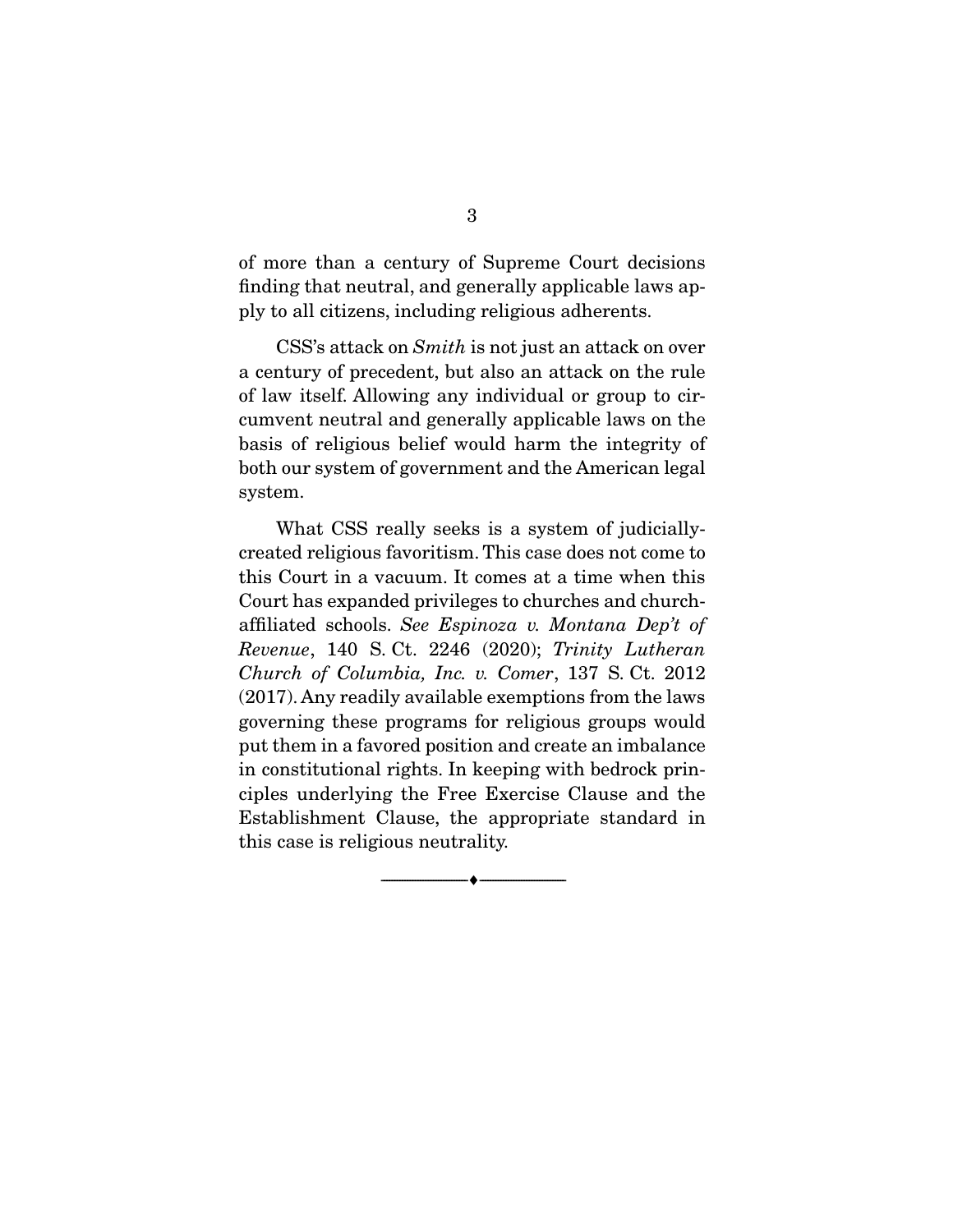of more than a century of Supreme Court decisions finding that neutral, and generally applicable laws apply to all citizens, including religious adherents.

CSS's attack on *Smith* is not just an attack on over a century of precedent, but also an attack on the rule of law itself. Allowing any individual or group to circumvent neutral and generally applicable laws on the basis of religious belief would harm the integrity of both our system of government and the American legal system.

What CSS really seeks is a system of judicially-created religious favoritism. This case does not come to this Court in a vacuum. It comes at a time when this Court has expanded privileges to churches and church-affiliated schools. *See Espinoza v. Montana Dep't of Revenue*, 140 S. Ct. 2246 (2020); *Trinity Lutheran Church of Columbia, Inc. v. Comer*, 137 S. Ct. 2012 (2017). Any readily available exemptions from the laws governing these programs for religious groups would put them in a favored position and create an imbalance in constitutional rights. In keeping with bedrock principles underlying the Free Exercise Clause and the Establishment Clause, the appropriate standard in this case is religious neutrality.

---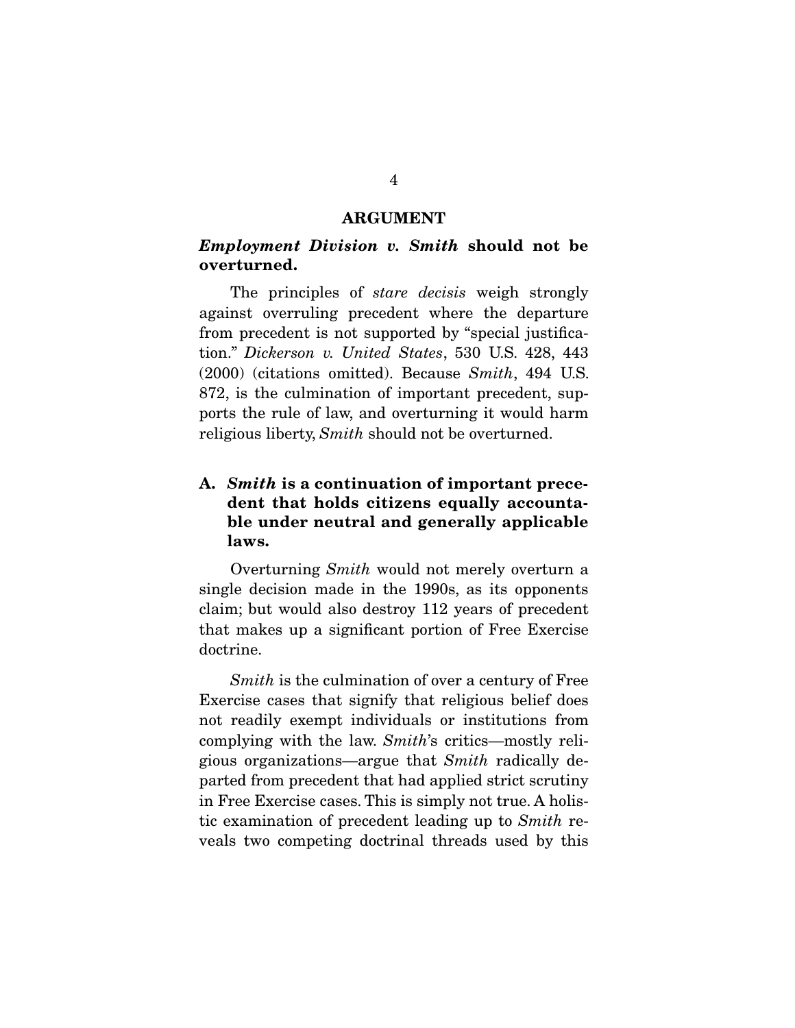## ARGUMENT

### *Employment Division v. Smith* should not be overturned.

The principles of *stare decisis* weigh strongly against overruling precedent where the departure from precedent is not supported by "special justification." *Dickerson v. United States*, 530 U.S. 428, 443 (2000) (citations omitted). Because *Smith*, 494 U.S. 872, is the culmination of important precedent, supports the rule of law, and overturning it would harm religious liberty, *Smith* should not be overturned.

### A. *Smith* is a continuation of important precedent that holds citizens equally accountable under neutral and generally applicable laws.

Overturning *Smith* would not merely overturn a single decision made in the 1990s, as its opponents claim; but would also destroy 112 years of precedent that makes up a significant portion of Free Exercise doctrine.

*Smith* is the culmination of over a century of Free Exercise cases that signify that religious belief does not readily exempt individuals or institutions from complying with the law. *Smith*'s critics—mostly religious organizations—argue that *Smith* radically departed from precedent that had applied strict scrutiny in Free Exercise cases. This is simply not true. A holistic examination of precedent leading up to *Smith* reveals two competing doctrinal threads used by this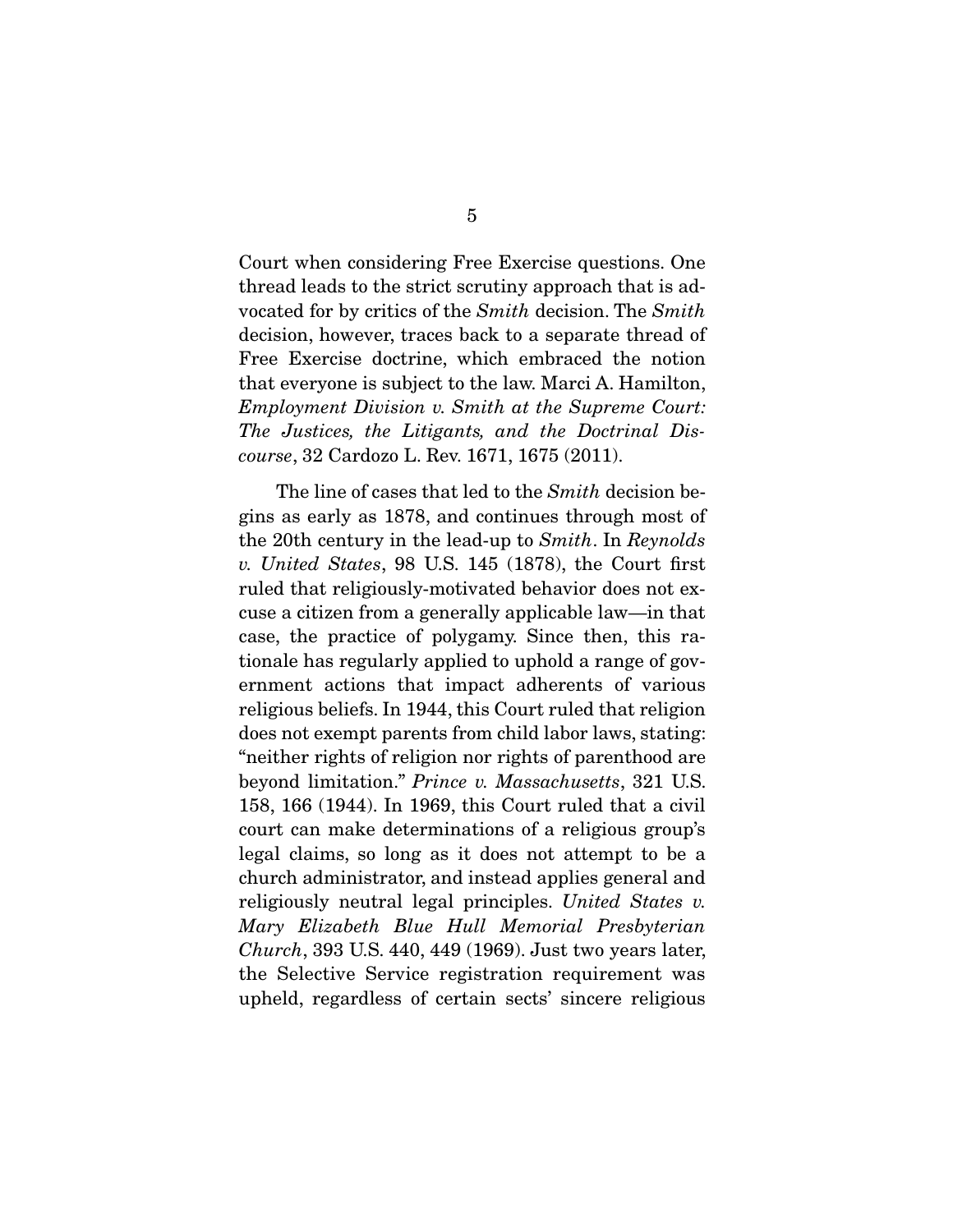Court when considering Free Exercise questions. One thread leads to the strict scrutiny approach that is advocated for by critics of the *Smith* decision. The *Smith* decision, however, traces back to a separate thread of Free Exercise doctrine, which embraced the notion that everyone is subject to the law. Marci A. Hamilton, *Employment Division v. Smith at the Supreme Court: The Justices, the Litigants, and the Doctrinal Discourse*, 32 Cardozo L. Rev. 1671, 1675 (2011).

The line of cases that led to the *Smith* decision begins as early as 1878, and continues through most of the 20th century in the lead-up to *Smith*. In *Reynolds v. United States*, 98 U.S. 145 (1878), the Court first ruled that religiously-motivated behavior does not excuse a citizen from a generally applicable law—in that case, the practice of polygamy. Since then, this rationale has regularly applied to uphold a range of government actions that impact adherents of various religious beliefs. In 1944, this Court ruled that religion does not exempt parents from child labor laws, stating: "neither rights of religion nor rights of parenthood are beyond limitation." *Prince v. Massachusetts*, 321 U.S. 158, 166 (1944). In 1969, this Court ruled that a civil court can make determinations of a religious group's legal claims, so long as it does not attempt to be a church administrator, and instead applies general and religiously neutral legal principles. *United States v. Mary Elizabeth Blue Hull Memorial Presbyterian Church*, 393 U.S. 440, 449 (1969). Just two years later, the Selective Service registration requirement was upheld, regardless of certain sects' sincere religious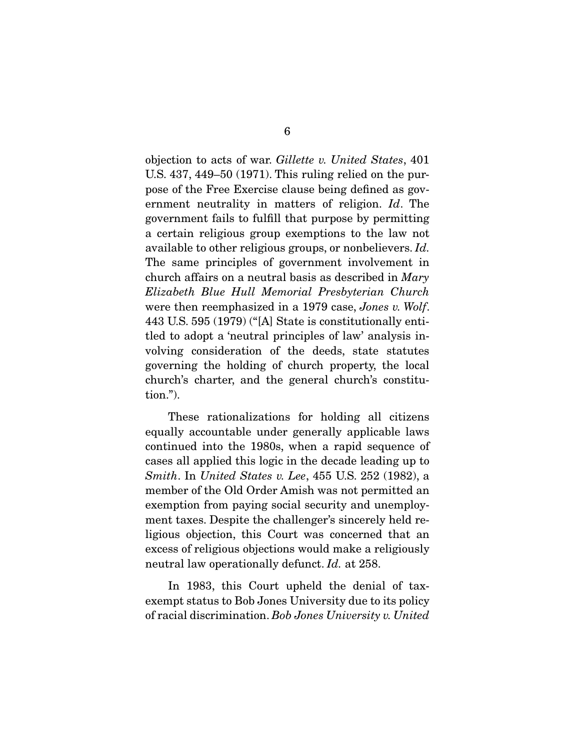objection to acts of war. *Gillette v. United States*, 401 U.S. 437, 449–50 (1971). This ruling relied on the purpose of the Free Exercise clause being defined as government neutrality in matters of religion. *Id*. The government fails to fulfill that purpose by permitting a certain religious group exemptions to the law not available to other religious groups, or nonbelievers. *Id.* The same principles of government involvement in church affairs on a neutral basis as described in *Mary Elizabeth Blue Hull Memorial Presbyterian Church* were then reemphasized in a 1979 case, *Jones v. Wolf*. 443 U.S. 595 (1979) ("[A] State is constitutionally entitled to adopt a 'neutral principles of law' analysis involving consideration of the deeds, state statutes governing the holding of church property, the local church's charter, and the general church's constitution.").

These rationalizations for holding all citizens equally accountable under generally applicable laws continued into the 1980s, when a rapid sequence of cases all applied this logic in the decade leading up to *Smith*. In *United States v. Lee*, 455 U.S. 252 (1982), a member of the Old Order Amish was not permitted an exemption from paying social security and unemployment taxes. Despite the challenger's sincerely held religious objection, this Court was concerned that an excess of religious objections would make a religiously neutral law operationally defunct. *Id.* at 258.

In 1983, this Court upheld the denial of tax-exempt status to Bob Jones University due to its policy of racial discrimination. *Bob Jones University v. United*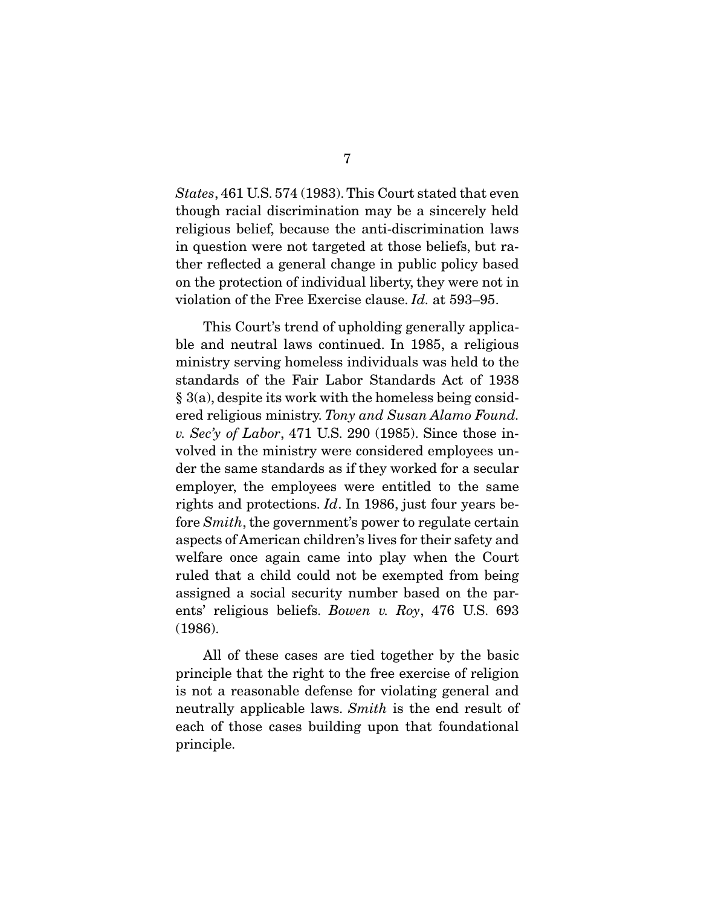*States*, 461 U.S. 574 (1983). This Court stated that even though racial discrimination may be a sincerely held religious belief, because the anti-discrimination laws in question were not targeted at those beliefs, but rather reflected a general change in public policy based on the protection of individual liberty, they were not in violation of the Free Exercise clause. *Id.* at 593–95.

This Court's trend of upholding generally applicable and neutral laws continued. In 1985, a religious ministry serving homeless individuals was held to the standards of the Fair Labor Standards Act of 1938 § 3(a), despite its work with the homeless being considered religious ministry. *Tony and Susan Alamo Found. v. Sec'y of Labor*, 471 U.S. 290 (1985). Since those involved in the ministry were considered employees under the same standards as if they worked for a secular employer, the employees were entitled to the same rights and protections. *Id*. In 1986, just four years before *Smith*, the government's power to regulate certain aspects of American children's lives for their safety and welfare once again came into play when the Court ruled that a child could not be exempted from being assigned a social security number based on the parents' religious beliefs. *Bowen v. Roy*, 476 U.S. 693 (1986).

All of these cases are tied together by the basic principle that the right to the free exercise of religion is not a reasonable defense for violating general and neutrally applicable laws. *Smith* is the end result of each of those cases building upon that foundational principle.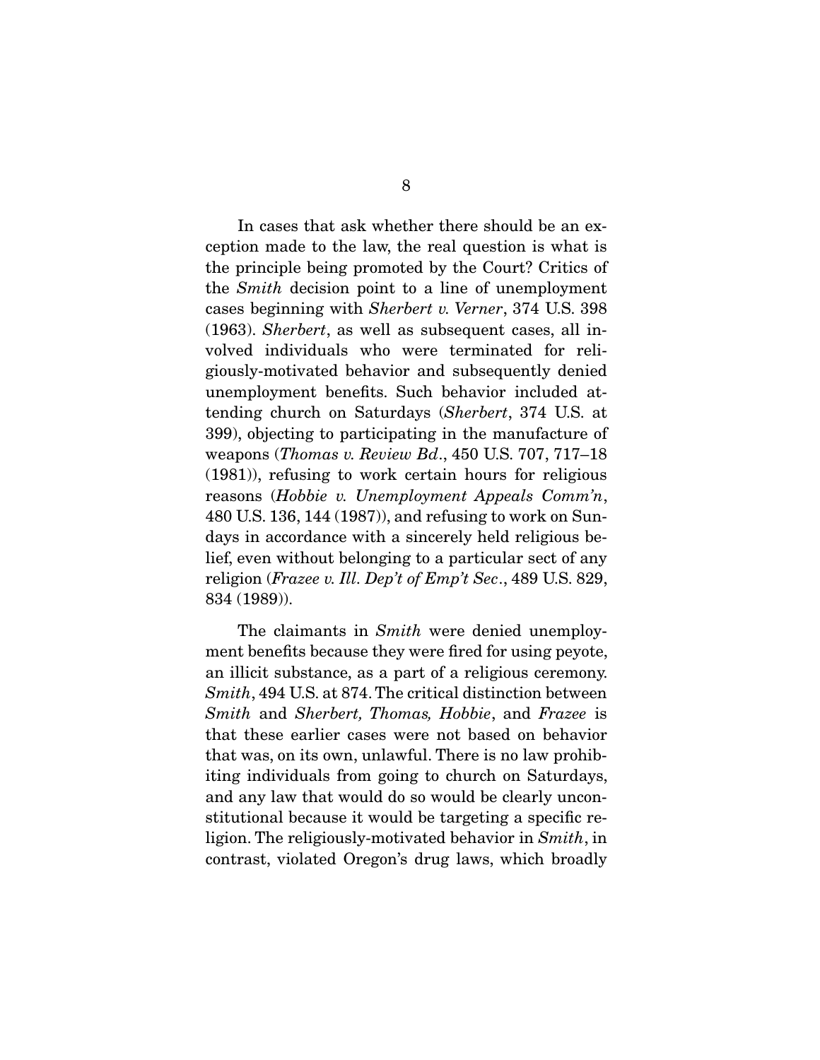In cases that ask whether there should be an exception made to the law, the real question is what is the principle being promoted by the Court? Critics of the *Smith* decision point to a line of unemployment cases beginning with *Sherbert v. Verner*, 374 U.S. 398 (1963). *Sherbert*, as well as subsequent cases, all involved individuals who were terminated for religiously-motivated behavior and subsequently denied unemployment benefits. Such behavior included attending church on Saturdays (*Sherbert*, 374 U.S. at 399), objecting to participating in the manufacture of weapons (*Thomas v. Review Bd*., 450 U.S. 707, 717–18 (1981)), refusing to work certain hours for religious reasons (*Hobbie v. Unemployment Appeals Comm'n*, 480 U.S. 136, 144 (1987)), and refusing to work on Sundays in accordance with a sincerely held religious belief, even without belonging to a particular sect of any religion (*Frazee v. Ill. Dep't of Emp't Sec*., 489 U.S. 829, 834 (1989)).

The claimants in *Smith* were denied unemployment benefits because they were fired for using peyote, an illicit substance, as a part of a religious ceremony. *Smith*, 494 U.S. at 874. The critical distinction between *Smith* and *Sherbert, Thomas, Hobbie*, and *Frazee* is that these earlier cases were not based on behavior that was, on its own, unlawful. There is no law prohibiting individuals from going to church on Saturdays, and any law that would do so would be clearly unconstitutional because it would be targeting a specific religion. The religiously-motivated behavior in *Smith*, in contrast, violated Oregon's drug laws, which broadly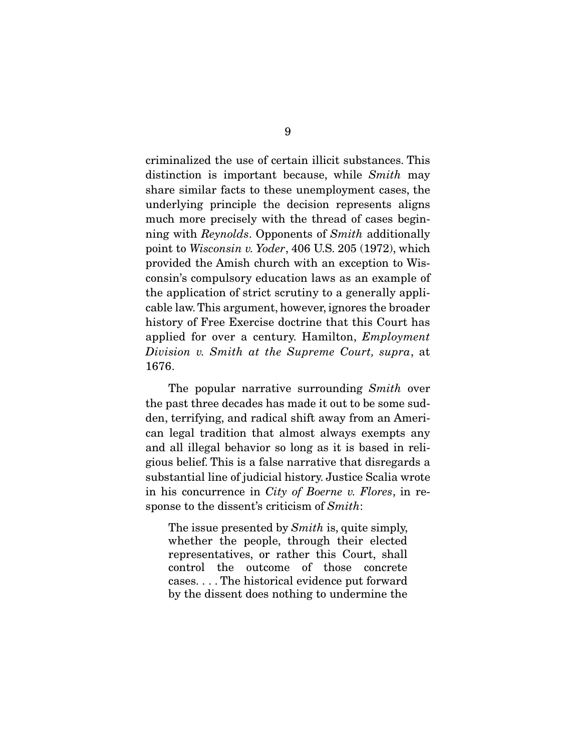criminalized the use of certain illicit substances. This distinction is important because, while *Smith* may share similar facts to these unemployment cases, the underlying principle the decision represents aligns much more precisely with the thread of cases beginning with *Reynolds*. Opponents of *Smith* additionally point to *Wisconsin v. Yoder*, 406 U.S. 205 (1972), which provided the Amish church with an exception to Wisconsin's compulsory education laws as an example of the application of strict scrutiny to a generally applicable law. This argument, however, ignores the broader history of Free Exercise doctrine that this Court has applied for over a century. Hamilton, *Employment Division v. Smith at the Supreme Court, supra*, at 1676.

The popular narrative surrounding *Smith* over the past three decades has made it out to be some sudden, terrifying, and radical shift away from an American legal tradition that almost always exempts any and all illegal behavior so long as it is based in religious belief. This is a false narrative that disregards a substantial line of judicial history. Justice Scalia wrote in his concurrence in *City of Boerne v. Flores*, in response to the dissent's criticism of *Smith*:

> The issue presented by *Smith* is, quite simply, whether the people, through their elected representatives, or rather this Court, shall control the outcome of those concrete cases. . . . The historical evidence put forward by the dissent does nothing to undermine the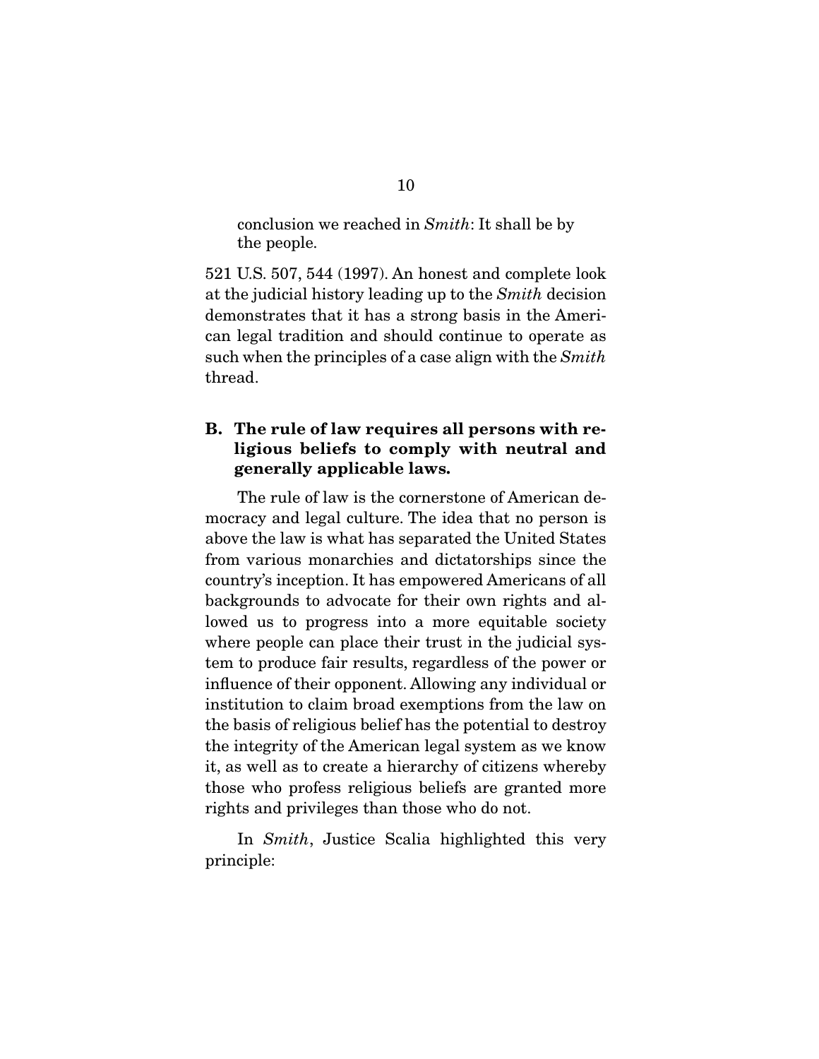> conclusion we reached in *Smith*: It shall be by the people.

521 U.S. 507, 544 (1997). An honest and complete look at the judicial history leading up to the *Smith* decision demonstrates that it has a strong basis in the American legal tradition and should continue to operate as such when the principles of a case align with the *Smith* thread.

### B. The rule of law requires all persons with religious beliefs to comply with neutral and generally applicable laws.

The rule of law is the cornerstone of American democracy and legal culture. The idea that no person is above the law is what has separated the United States from various monarchies and dictatorships since the country's inception. It has empowered Americans of all backgrounds to advocate for their own rights and allowed us to progress into a more equitable society where people can place their trust in the judicial system to produce fair results, regardless of the power or influence of their opponent. Allowing any individual or institution to claim broad exemptions from the law on the basis of religious belief has the potential to destroy the integrity of the American legal system as we know it, as well as to create a hierarchy of citizens whereby those who profess religious beliefs are granted more rights and privileges than those who do not.

In *Smith*, Justice Scalia highlighted this very principle: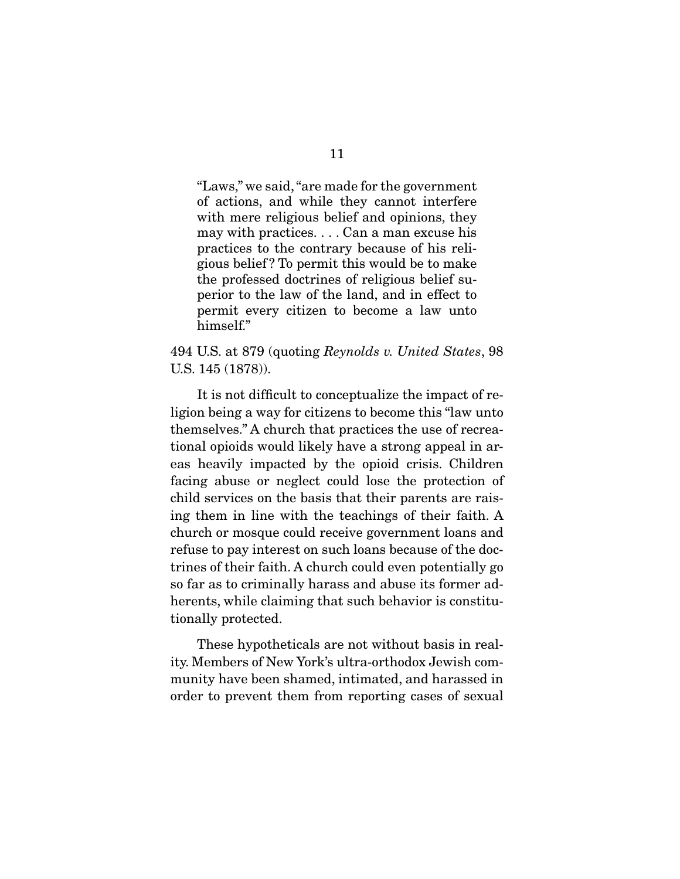> "Laws," we said, "are made for the government of actions, and while they cannot interfere with mere religious belief and opinions, they may with practices. . . . Can a man excuse his practices to the contrary because of his religious belief? To permit this would be to make the professed doctrines of religious belief superior to the law of the land, and in effect to permit every citizen to become a law unto himself."

494 U.S. at 879 (quoting *Reynolds v. United States*, 98 U.S. 145 (1878)).

It is not difficult to conceptualize the impact of religion being a way for citizens to become this "law unto themselves." A church that practices the use of recreational opioids would likely have a strong appeal in areas heavily impacted by the opioid crisis. Children facing abuse or neglect could lose the protection of child services on the basis that their parents are raising them in line with the teachings of their faith. A church or mosque could receive government loans and refuse to pay interest on such loans because of the doctrines of their faith. A church could even potentially go so far as to criminally harass and abuse its former adherents, while claiming that such behavior is constitutionally protected.

These hypotheticals are not without basis in reality. Members of New York's ultra-orthodox Jewish community have been shamed, intimated, and harassed in order to prevent them from reporting cases of sexual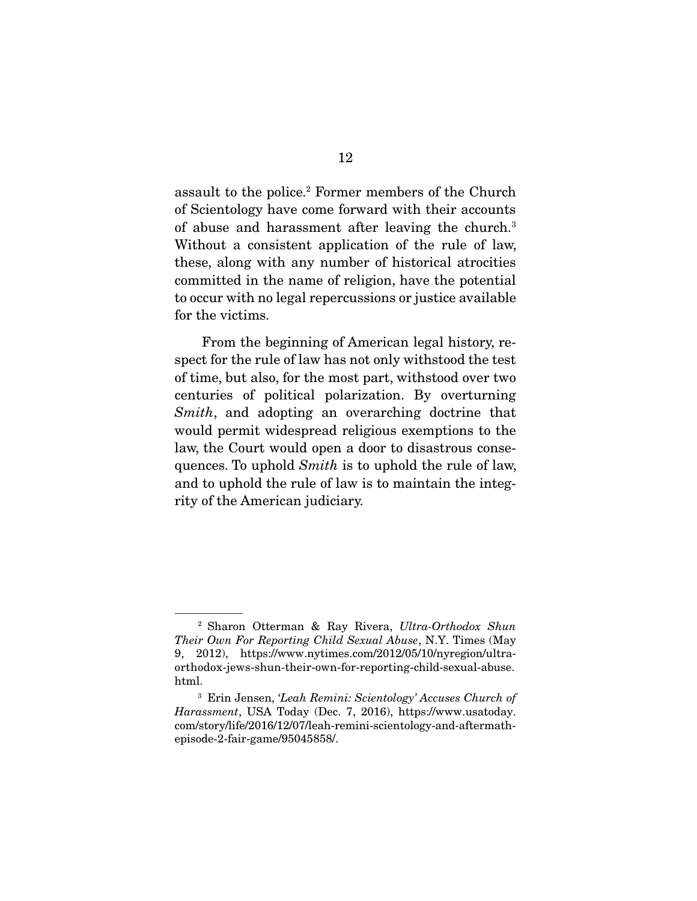assault to the police.[2] Former members of the Church of Scientology have come forward with their accounts of abuse and harassment after leaving the church.[3] Without a consistent application of the rule of law, these, along with any number of historical atrocities committed in the name of religion, have the potential to occur with no legal repercussions or justice available for the victims.

From the beginning of American legal history, respect for the rule of law has not only withstood the test of time, but also, for the most part, withstood over two centuries of political polarization. By overturning *Smith*, and adopting an overarching doctrine that would permit widespread religious exemptions to the law, the Court would open a door to disastrous consequences. To uphold *Smith* is to uphold the rule of law, and to uphold the rule of law is to maintain the integrity of the American judiciary.

---

[2] Sharon Otterman & Ray Rivera, *Ultra-Orthodox Shun Their Own For Reporting Child Sexual Abuse*, N.Y. Times (May 9, 2012), https://www.nytimes.com/2012/05/10/nyregion/ultra-orthodox-jews-shun-their-own-for-reporting-child-sexual-abuse.html.

[3] Erin Jensen, *'Leah Remini: Scientology' Accuses Church of Harassment*, USA Today (Dec. 7, 2016), https://www.usatoday.com/story/life/2016/12/07/leah-remini-scientology-and-aftermath-episode-2-fair-game/95045858/.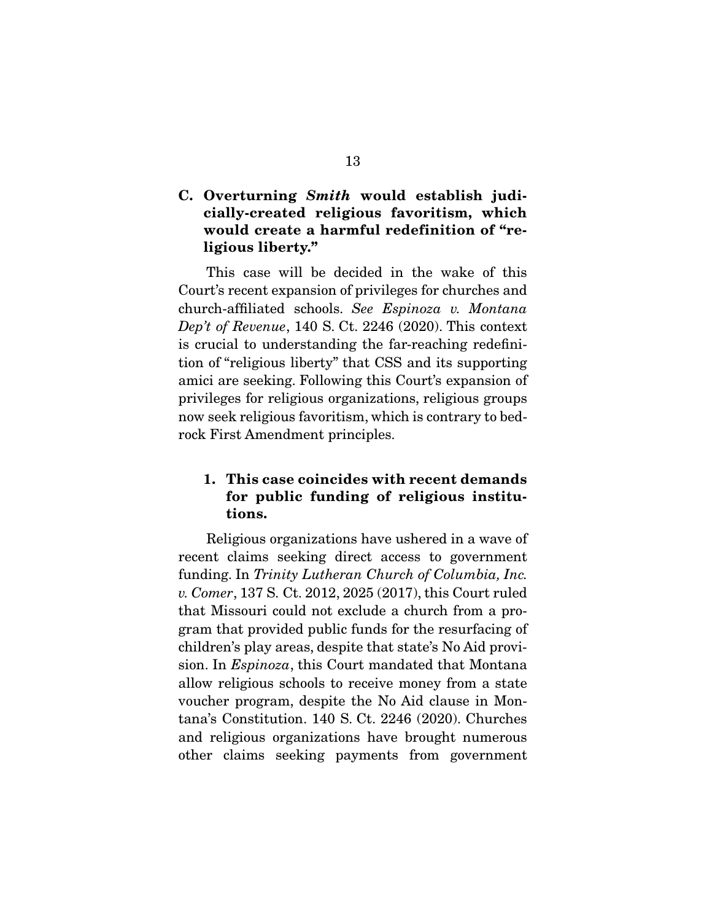### C. Overturning *Smith* would establish judicially-created religious favoritism, which would create a harmful redefinition of "religious liberty."

This case will be decided in the wake of this Court's recent expansion of privileges for churches and church-affiliated schools. *See Espinoza v. Montana Dep't of Revenue*, 140 S. Ct. 2246 (2020). This context is crucial to understanding the far-reaching redefinition of "religious liberty" that CSS and its supporting amici are seeking. Following this Court's expansion of privileges for religious organizations, religious groups now seek religious favoritism, which is contrary to bedrock First Amendment principles.

#### 1. This case coincides with recent demands for public funding of religious institutions.

Religious organizations have ushered in a wave of recent claims seeking direct access to government funding. In *Trinity Lutheran Church of Columbia, Inc. v. Comer*, 137 S. Ct. 2012, 2025 (2017), this Court ruled that Missouri could not exclude a church from a program that provided public funds for the resurfacing of children's play areas, despite that state's No Aid provision. In *Espinoza*, this Court mandated that Montana allow religious schools to receive money from a state voucher program, despite the No Aid clause in Montana's Constitution. 140 S. Ct. 2246 (2020). Churches and religious organizations have brought numerous other claims seeking payments from government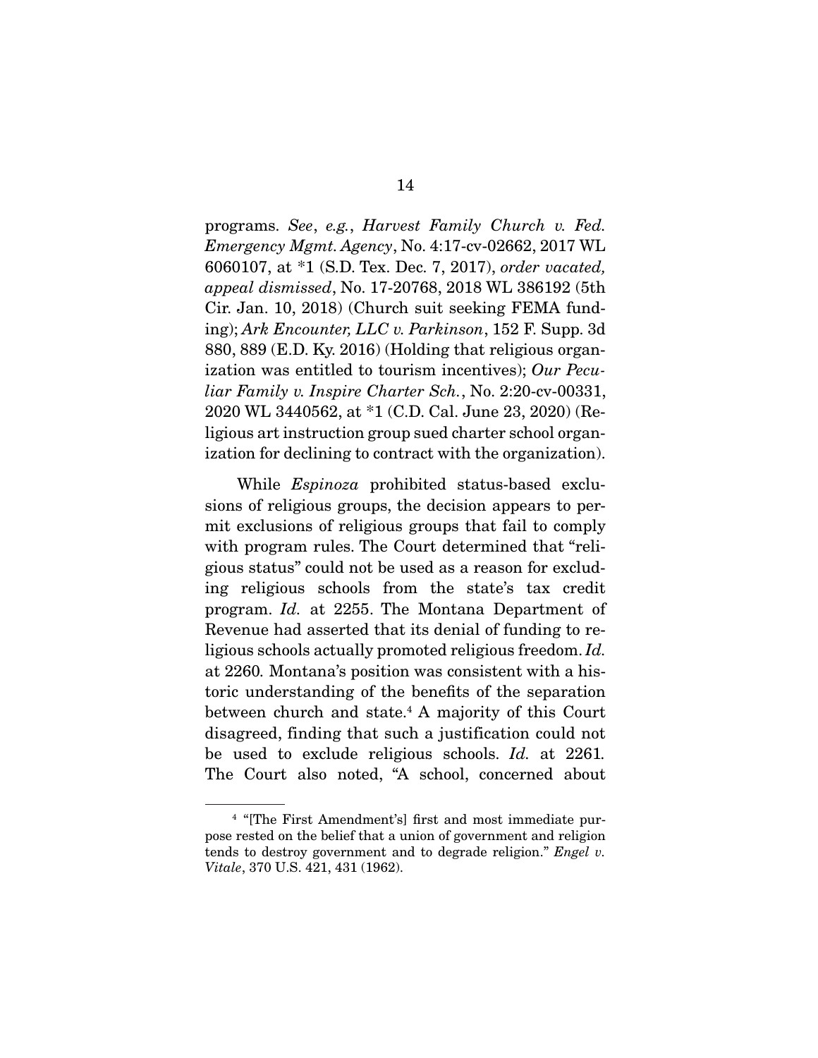programs. *See*, *e.g.*, *Harvest Family Church v. Fed. Emergency Mgmt. Agency*, No. 4:17-cv-02662, 2017 WL 6060107, at *1 (S.D. Tex. Dec. 7, 2017), *order vacated, appeal dismissed*, No. 17-20768, 2018 WL 386192 (5th Cir. Jan. 10, 2018) (Church suit seeking FEMA funding); *Ark Encounter, LLC v. Parkinson*, 152 F. Supp. 3d 880, 889 (E.D. Ky. 2016) (Holding that religious organization was entitled to tourism incentives); *Our Peculiar Family v. Inspire Charter Sch.*, No. 2:20-cv-00331, 2020 WL 3440562, at *1 (C.D. Cal. June 23, 2020) (Religious art instruction group sued charter school organization for declining to contract with the organization).

While *Espinoza* prohibited status-based exclusions of religious groups, the decision appears to permit exclusions of religious groups that fail to comply with program rules. The Court determined that "religious status" could not be used as a reason for excluding religious schools from the state's tax credit program. *Id.* at 2255. The Montana Department of Revenue had asserted that its denial of funding to religious schools actually promoted religious freedom. *Id.* at 2260. Montana's position was consistent with a historic understanding of the benefits of the separation between church and state.[4] A majority of this Court disagreed, finding that such a justification could not be used to exclude religious schools. *Id.* at 2261. The Court also noted, "A school, concerned about

[4] "[The First Amendment's] first and most immediate purpose rested on the belief that a union of government and religion tends to destroy government and to degrade religion." *Engel v. Vitale*, 370 U.S. 421, 431 (1962).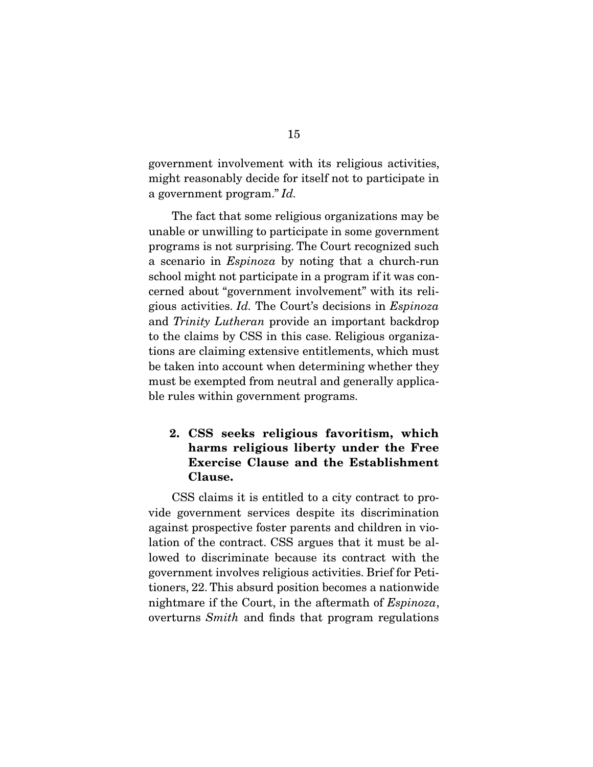government involvement with its religious activities, might reasonably decide for itself not to participate in a government program." *Id.*

The fact that some religious organizations may be unable or unwilling to participate in some government programs is not surprising. The Court recognized such a scenario in *Espinoza* by noting that a church-run school might not participate in a program if it was concerned about "government involvement" with its religious activities. *Id.* The Court's decisions in *Espinoza* and *Trinity Lutheran* provide an important backdrop to the claims by CSS in this case. Religious organizations are claiming extensive entitlements, which must be taken into account when determining whether they must be exempted from neutral and generally applicable rules within government programs.

### 2. CSS seeks religious favoritism, which harms religious liberty under the Free Exercise Clause and the Establishment Clause.

CSS claims it is entitled to a city contract to provide government services despite its discrimination against prospective foster parents and children in violation of the contract. CSS argues that it must be allowed to discriminate because its contract with the government involves religious activities. Brief for Petitioners, 22. This absurd position becomes a nationwide nightmare if the Court, in the aftermath of *Espinoza*, overturns *Smith* and finds that program regulations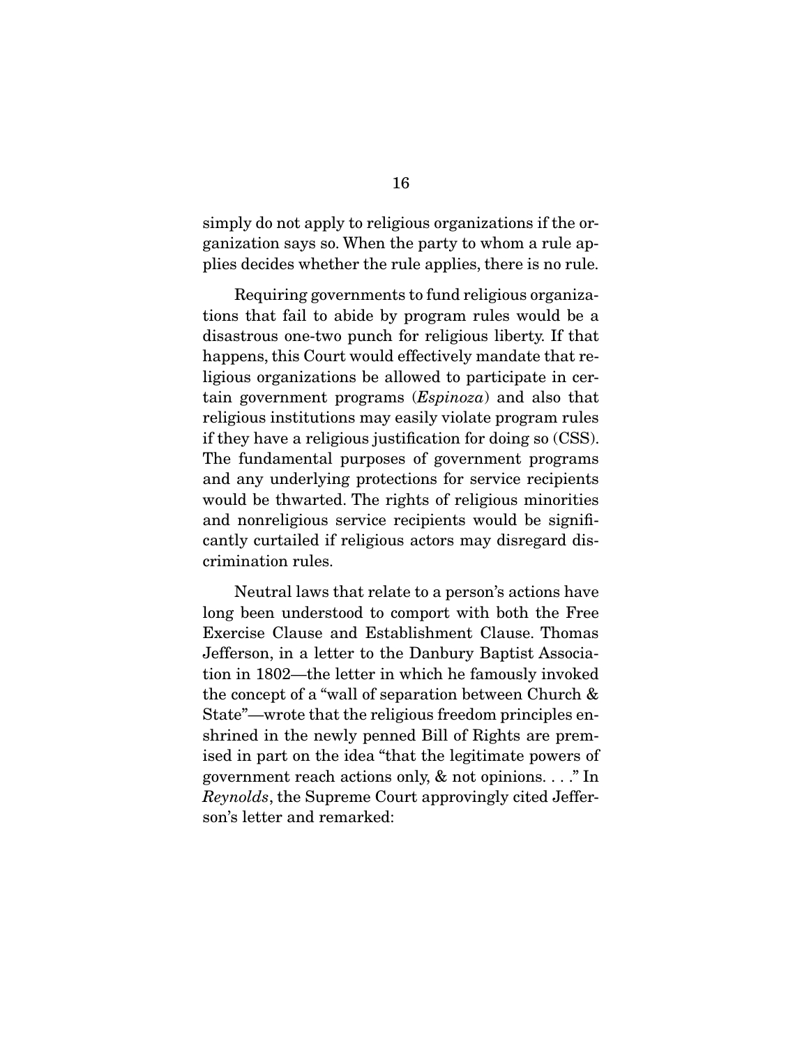simply do not apply to religious organizations if the organization says so. When the party to whom a rule applies decides whether the rule applies, there is no rule.

Requiring governments to fund religious organizations that fail to abide by program rules would be a disastrous one-two punch for religious liberty. If that happens, this Court would effectively mandate that religious organizations be allowed to participate in certain government programs (*Espinoza*) and also that religious institutions may easily violate program rules if they have a religious justification for doing so (CSS). The fundamental purposes of government programs and any underlying protections for service recipients would be thwarted. The rights of religious minorities and nonreligious service recipients would be significantly curtailed if religious actors may disregard discrimination rules.

Neutral laws that relate to a person's actions have long been understood to comport with both the Free Exercise Clause and Establishment Clause. Thomas Jefferson, in a letter to the Danbury Baptist Association in 1802—the letter in which he famously invoked the concept of a "wall of separation between Church & State"—wrote that the religious freedom principles enshrined in the newly penned Bill of Rights are premised in part on the idea "that the legitimate powers of government reach actions only, & not opinions. . . ." In *Reynolds*, the Supreme Court approvingly cited Jefferson's letter and remarked: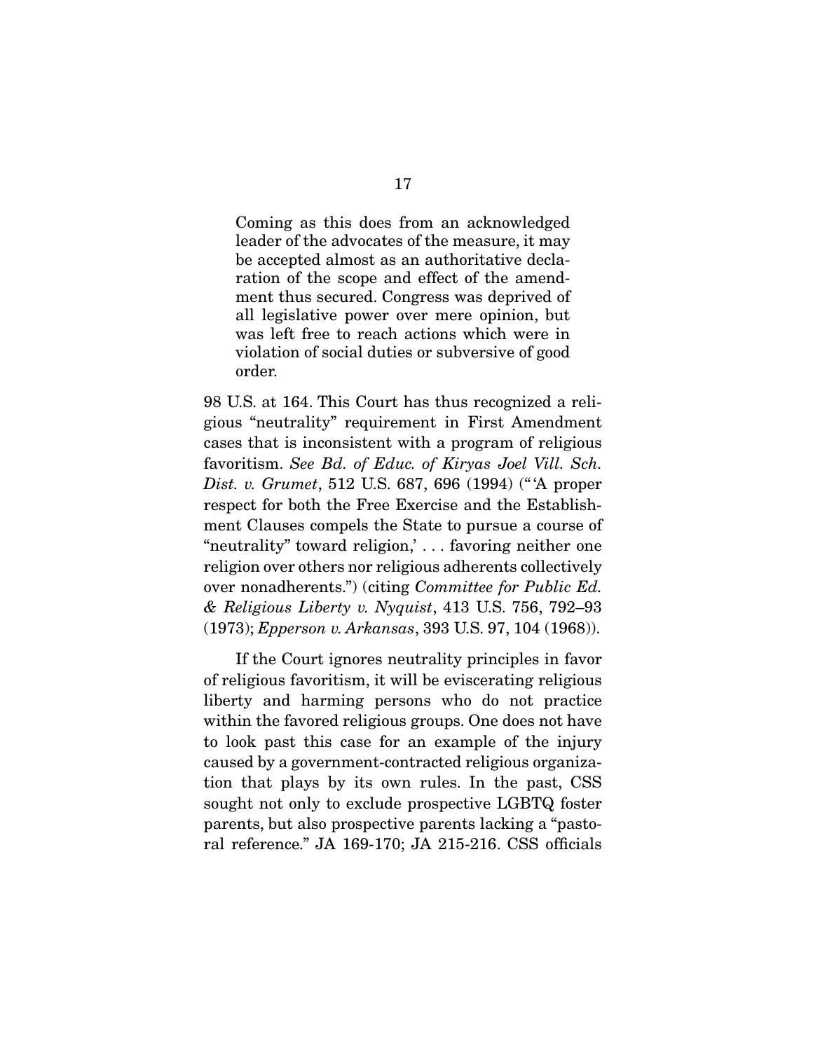> Coming as this does from an acknowledged leader of the advocates of the measure, it may be accepted almost as an authoritative declaration of the scope and effect of the amendment thus secured. Congress was deprived of all legislative power over mere opinion, but was left free to reach actions which were in violation of social duties or subversive of good order.

98 U.S. at 164. This Court has thus recognized a religious "neutrality" requirement in First Amendment cases that is inconsistent with a program of religious favoritism. *See Bd. of Educ. of Kiryas Joel Vill. Sch. Dist. v. Grumet*, 512 U.S. 687, 696 (1994) ("'A proper respect for both the Free Exercise and the Establishment Clauses compels the State to pursue a course of "neutrality" toward religion,' . . . favoring neither one religion over others nor religious adherents collectively over nonadherents.") (citing *Committee for Public Ed. & Religious Liberty v. Nyquist*, 413 U.S. 756, 792–93 (1973); *Epperson v. Arkansas*, 393 U.S. 97, 104 (1968)).

If the Court ignores neutrality principles in favor of religious favoritism, it will be eviscerating religious liberty and harming persons who do not practice within the favored religious groups. One does not have to look past this case for an example of the injury caused by a government-contracted religious organization that plays by its own rules. In the past, CSS sought not only to exclude prospective LGBTQ foster parents, but also prospective parents lacking a "pastoral reference." JA 169-170; JA 215-216. CSS officials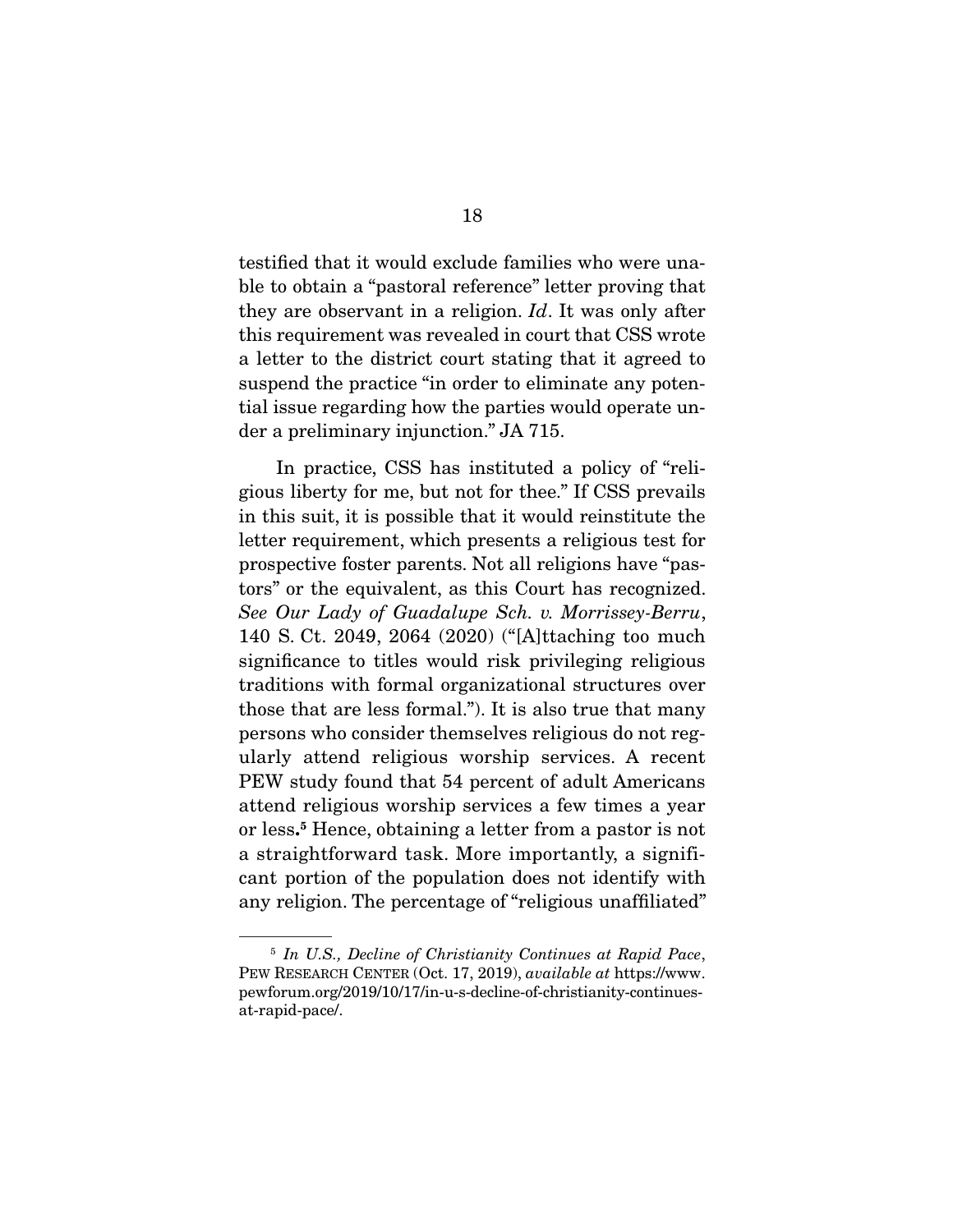testified that it would exclude families who were unable to obtain a "pastoral reference" letter proving that they are observant in a religion. *Id*. It was only after this requirement was revealed in court that CSS wrote a letter to the district court stating that it agreed to suspend the practice "in order to eliminate any potential issue regarding how the parties would operate under a preliminary injunction." JA 715.

In practice, CSS has instituted a policy of "religious liberty for me, but not for thee." If CSS prevails in this suit, it is possible that it would reinstitute the letter requirement, which presents a religious test for prospective foster parents. Not all religions have "pastors" or the equivalent, as this Court has recognized. *See Our Lady of Guadalupe Sch. v. Morrissey-Berru*, 140 S. Ct. 2049, 2064 (2020) ("[A]ttaching too much significance to titles would risk privileging religious traditions with formal organizational structures over those that are less formal."). It is also true that many persons who consider themselves religious do not regularly attend religious worship services. A recent PEW study found that 54 percent of adult Americans attend religious worship services a few times a year or less.[5] Hence, obtaining a letter from a pastor is not a straightforward task. More importantly, a significant portion of the population does not identify with any religion. The percentage of "religious unaffiliated"

---

[5] *In U.S., Decline of Christianity Continues at Rapid Pace*, PEW RESEARCH CENTER (Oct. 17, 2019), *available at* https://www.pewforum.org/2019/10/17/in-u-s-decline-of-christianity-continues-at-rapid-pace/.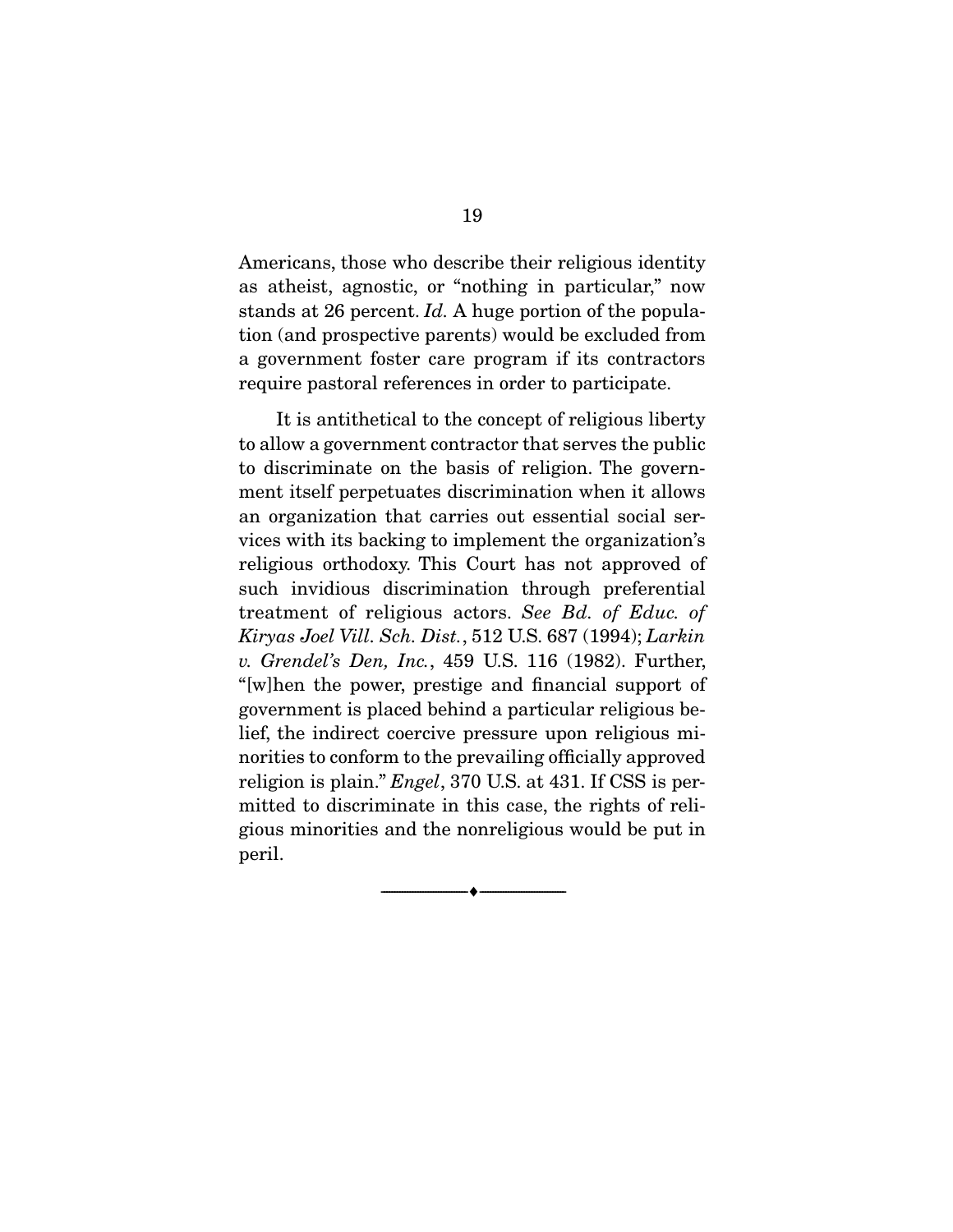Americans, those who describe their religious identity as atheist, agnostic, or "nothing in particular," now stands at 26 percent. *Id.* A huge portion of the population (and prospective parents) would be excluded from a government foster care program if its contractors require pastoral references in order to participate.

It is antithetical to the concept of religious liberty to allow a government contractor that serves the public to discriminate on the basis of religion. The government itself perpetuates discrimination when it allows an organization that carries out essential social services with its backing to implement the organization's religious orthodoxy. This Court has not approved of such invidious discrimination through preferential treatment of religious actors. *See Bd. of Educ. of Kiryas Joel Vill. Sch. Dist.*, 512 U.S. 687 (1994); *Larkin v. Grendel's Den, Inc.*, 459 U.S. 116 (1982). Further, "[w]hen the power, prestige and financial support of government is placed behind a particular religious belief, the indirect coercive pressure upon religious minorities to conform to the prevailing officially approved religion is plain." *Engel*, 370 U.S. at 431. If CSS is permitted to discriminate in this case, the rights of religious minorities and the nonreligious would be put in peril.

---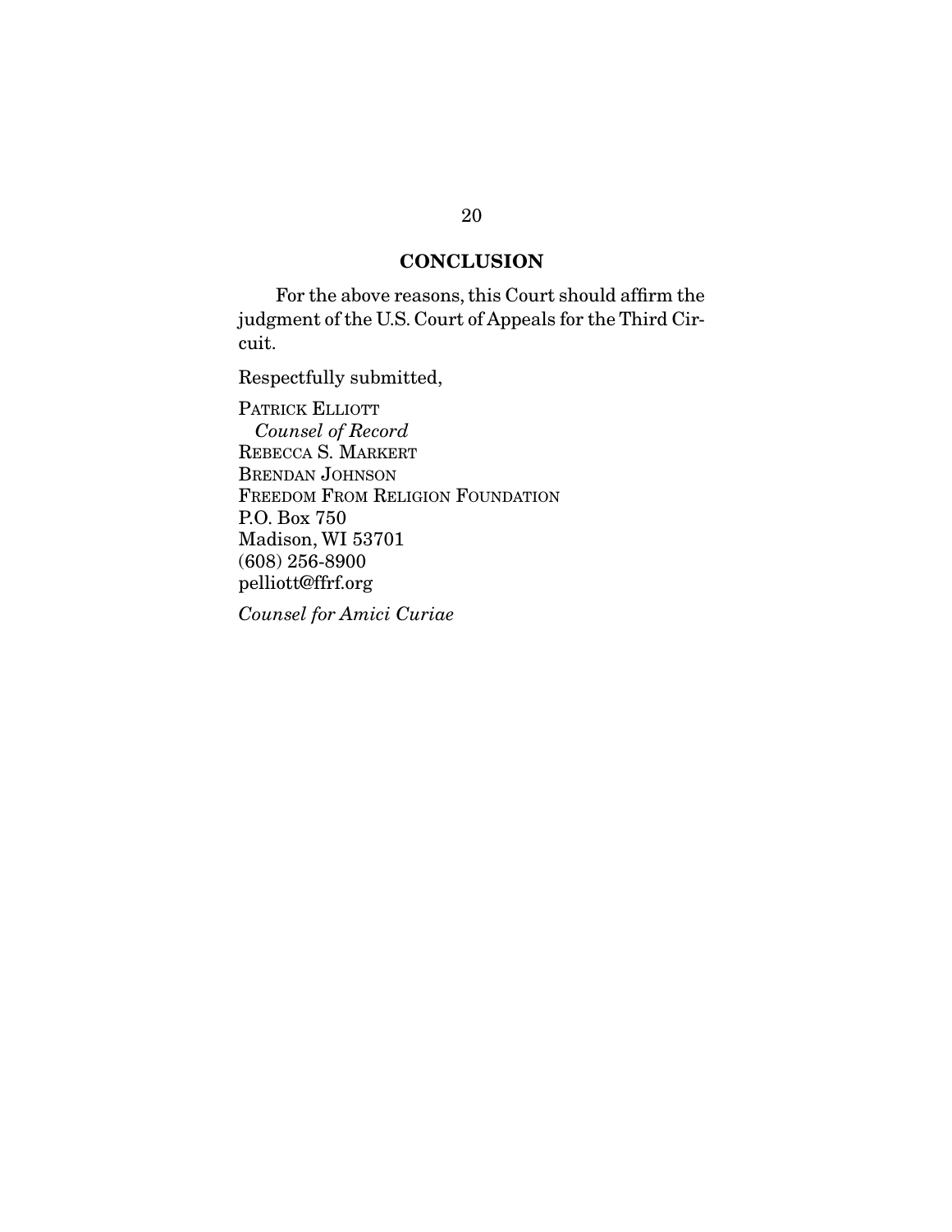## CONCLUSION

For the above reasons, this Court should affirm the judgment of the U.S. Court of Appeals for the Third Circuit.

Respectfully submitted,

PATRICK ELLIOTT
*Counsel of Record*
REBECCA S. MARKERT
BRENDAN JOHNSON
FREEDOM FROM RELIGION FOUNDATION
P.O. Box 750
Madison, WI 53701
(608) 256-8900
pelliott@ffrf.org

*Counsel for Amici Curiae*